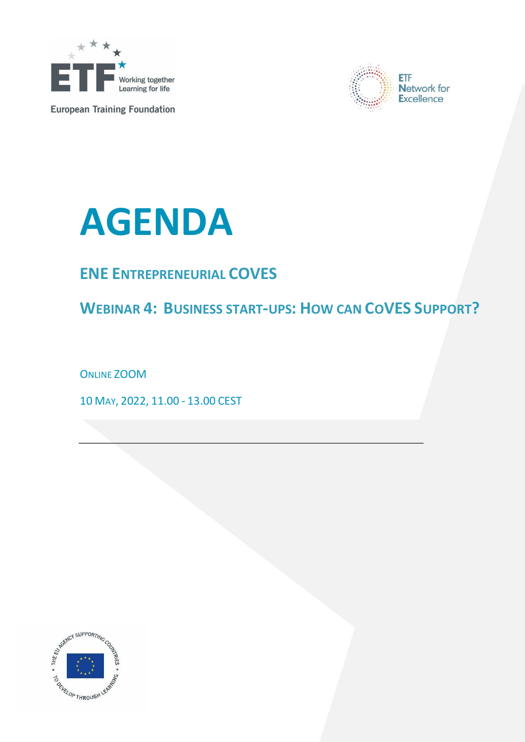European Training Foundation

ETF Network for Excellence

# AGENDA

## ENE ENTREPRENEURIAL COVES

## WEBINAR 4: BUSINESS START-UPS: HOW CAN COVES SUPPORT?

ONLINE ZOOM

10 MAY, 2022, 11.00 - 13.00 CEST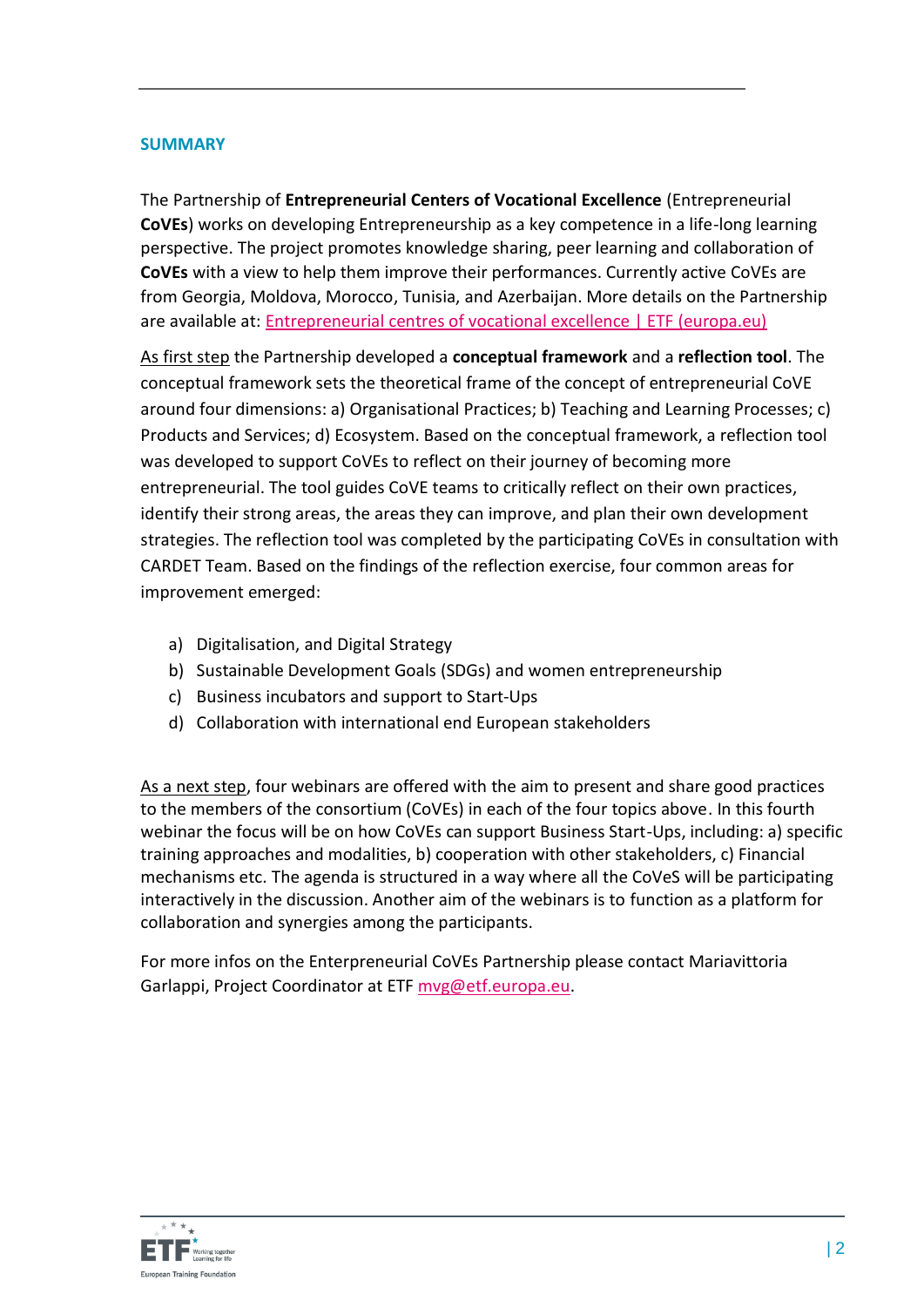## SUMMARY

The Partnership of **Entrepreneurial Centers of Vocational Excellence** (Entrepreneurial **CoVEs**) works on developing Entrepreneurship as a key competence in a life-long learning perspective. The project promotes knowledge sharing, peer learning and collaboration of **CoVEs** with a view to help them improve their performances. Currently active CoVEs are from Georgia, Moldova, Morocco, Tunisia, and Azerbaijan. More details on the Partnership are available at: [Entrepreneurial centres of vocational excellence | ETF (europa.eu)](https://www.etf.europa.eu)

As first step the Partnership developed a **conceptual framework** and a **reflection tool**. The conceptual framework sets the theoretical frame of the concept of entrepreneurial CoVE around four dimensions: a) Organisational Practices; b) Teaching and Learning Processes; c) Products and Services; d) Ecosystem. Based on the conceptual framework, a reflection tool was developed to support CoVEs to reflect on their journey of becoming more entrepreneurial. The tool guides CoVE teams to critically reflect on their own practices, identify their strong areas, the areas they can improve, and plan their own development strategies. The reflection tool was completed by the participating CoVEs in consultation with CARDET Team. Based on the findings of the reflection exercise, four common areas for improvement emerged:

a) Digitalisation, and Digital Strategy
b) Sustainable Development Goals (SDGs) and women entrepreneurship
c) Business incubators and support to Start-Ups
d) Collaboration with international end European stakeholders

As a next step, four webinars are offered with the aim to present and share good practices to the members of the consortium (CoVEs) in each of the four topics above. In this fourth webinar the focus will be on how CoVEs can support Business Start-Ups, including: a) specific training approaches and modalities, b) cooperation with other stakeholders, c) Financial mechanisms etc. The agenda is structured in a way where all the CoVeS will be participating interactively in the discussion. Another aim of the webinars is to function as a platform for collaboration and synergies among the participants.

For more infos on the Enterprenurial CoVEs Partnership please contact Mariavittoria Garlappi, Project Coordinator at ETF mvg@etf.europa.eu.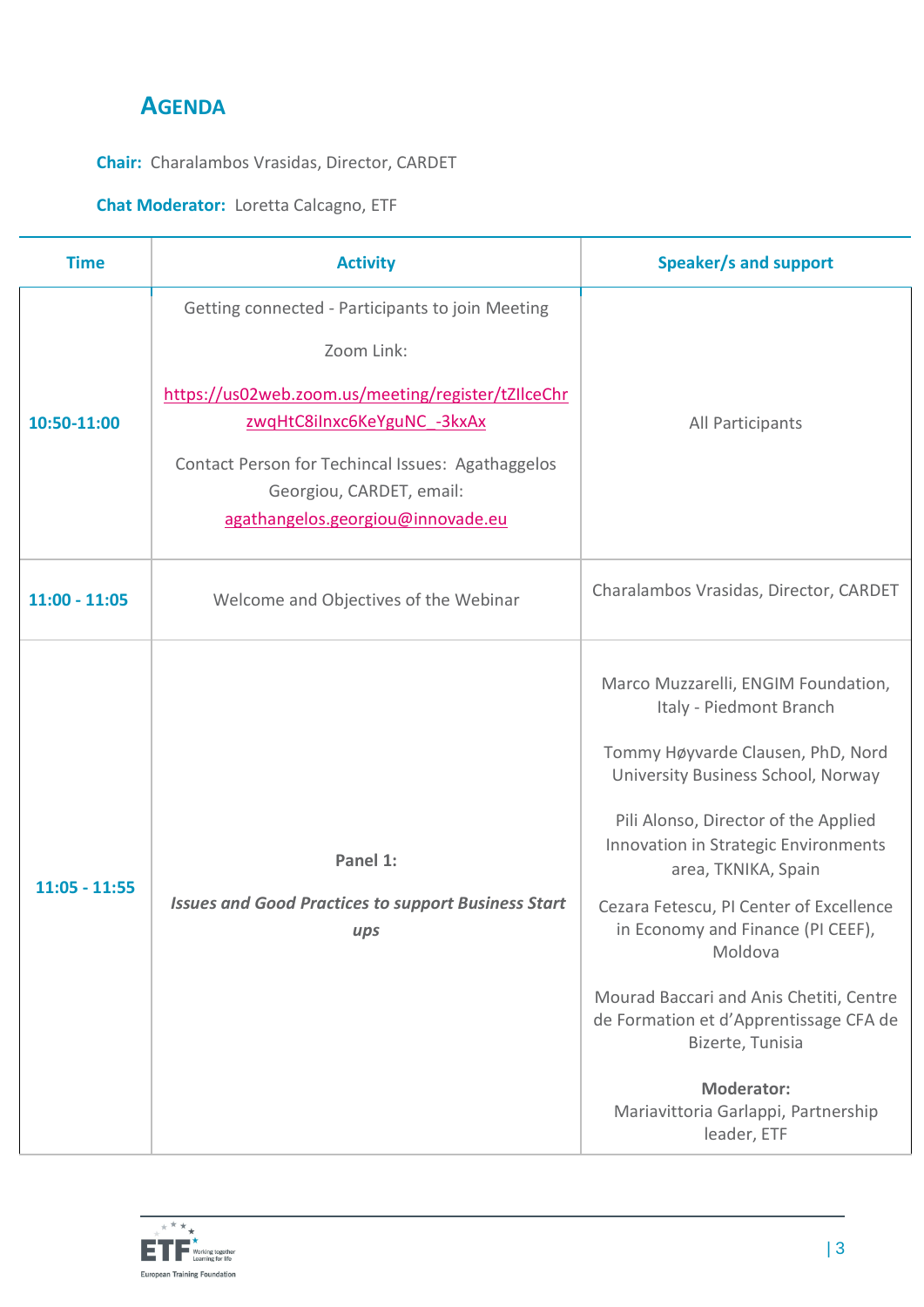# AGENDA

**Chair:** Charalambos Vrasidas, Director, CARDET

**Chat Moderator:** Loretta Calcagno, ETF

| Time | Activity | Speaker/s and support |
|---|---|---|
| **10:50-11:00** | Getting connected - Participants to join Meeting<br><br>Zoom Link:<br><br>https://us02web.zoom.us/meeting/register/tZIlceChrzwqHtC8iInxc6KeYguNC_-3kxAx<br><br>Contact Person for Techincal Issues: Agathaggelos Georgiou, CARDET, email: agathangelos.georgiou@innovade.eu | All Participants |
| **11:00 - 11:05** | Welcome and Objectives of the Webinar | Charalambos Vrasidas, Director, CARDET |
| **11:05 - 11:55** | **Panel 1:**<br><br>***Issues and Good Practices to support Business Start ups*** | Marco Muzzarelli, ENGIM Foundation, Italy - Piedmont Branch<br><br>Tommy Høyvarde Clausen, PhD, Nord University Business School, Norway<br><br>Pili Alonso, Director of the Applied Innovation in Strategic Environments area, TKNIKA, Spain<br><br>Cezara Fetescu, PI Center of Excellence in Economy and Finance (PI CEEF), Moldova<br><br>Mourad Baccari and Anis Chetiti, Centre de Formation et d'Apprentissage CFA de Bizerte, Tunisia<br><br>**Moderator:**<br>Mariavittoria Garlappi, Partnership leader, ETF |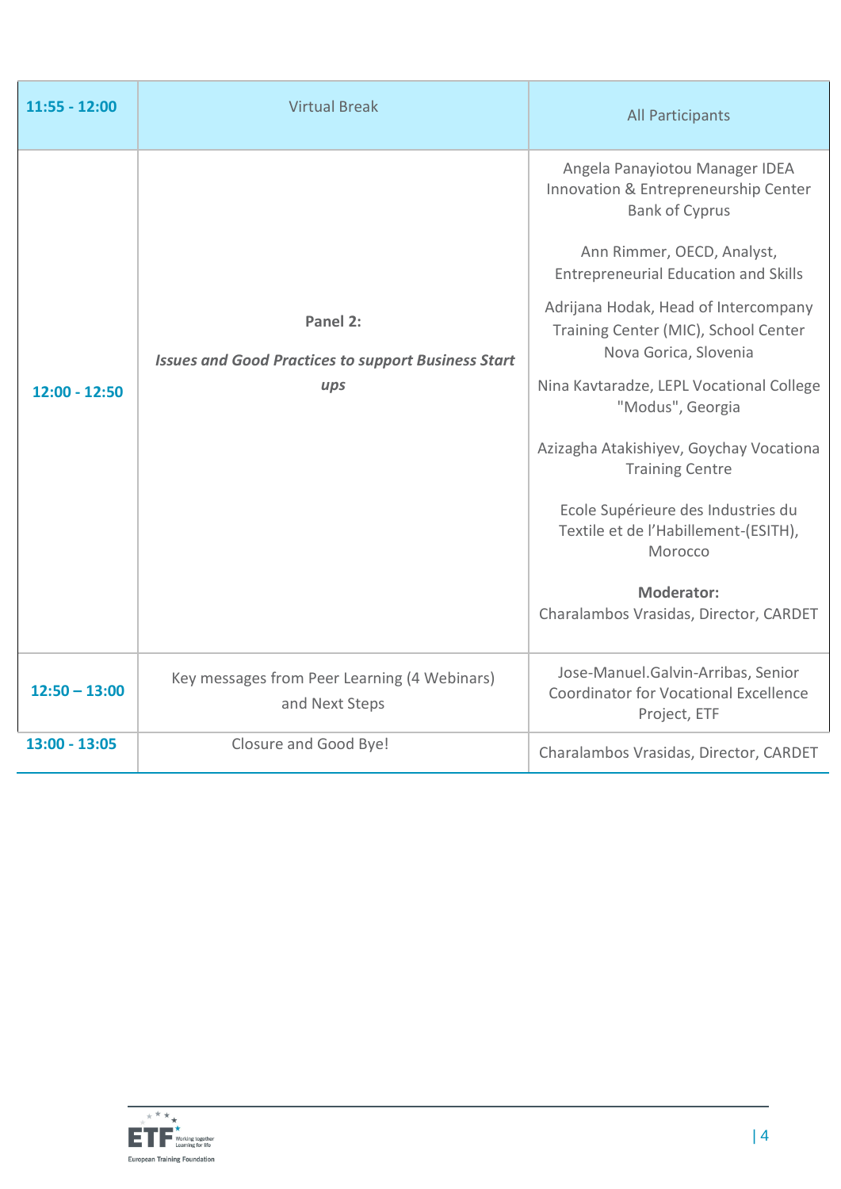| | | |
|---|---|---|
| **11:55 - 12:00** | Virtual Break | All Participants |
| **12:00 - 12:50** | **Panel 2:** ***Issues and Good Practices to support Business Start ups*** | Angela Panayiotou Manager IDEA Innovation & Entrepreneurship Center Bank of Cyprus<br><br>Ann Rimmer, OECD, Analyst, Entrepreneurial Education and Skills<br><br>Adrijana Hodak, Head of Intercompany Training Center (MIC), School Center Nova Gorica, Slovenia<br><br>Nina Kavtaradze, LEPL Vocational College "Modus", Georgia<br><br>Azizagha Atakishiyev, Goychay Vocationa Training Centre<br><br>Ecole Supérieure des Industries du Textile et de l'Habillement-(ESITH), Morocco<br><br>**Moderator:**<br>Charalambos Vrasidas, Director, CARDET |
| **12:50 – 13:00** | Key messages from Peer Learning (4 Webinars) and Next Steps | Jose-Manuel.Galvin-Arribas, Senior Coordinator for Vocational Excellence Project, ETF |
| **13:00 - 13:05** | Closure and Good Bye! | Charalambos Vrasidas, Director, CARDET |